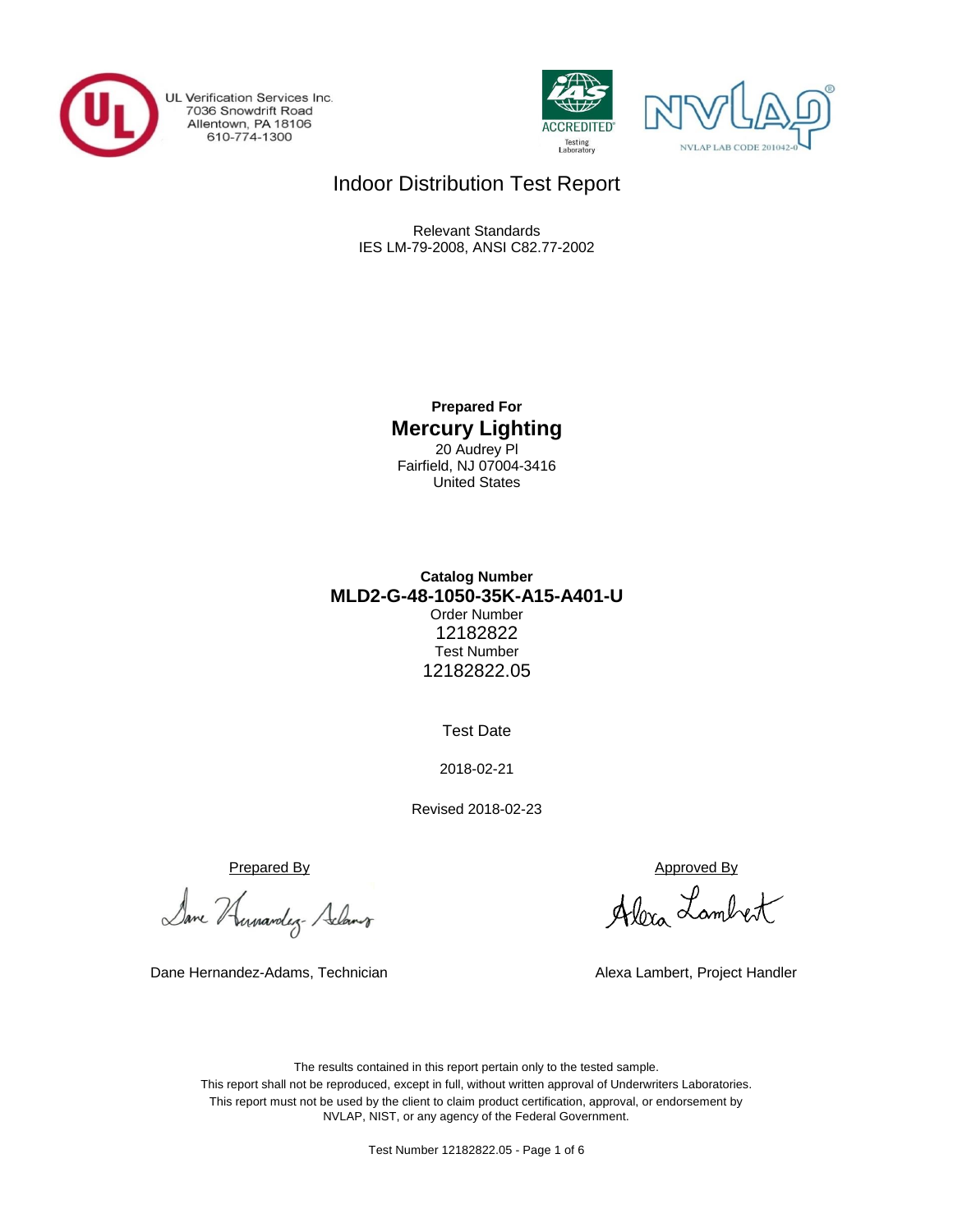UL Verification Services Inc.
7036 Snowdrift Road
Allentown, PA 18106
610-774-1300

IAS ACCREDITED Testing Laboratory

NVLAP LAB CODE 201042-0

# Indoor Distribution Test Report

Relevant Standards
IES LM-79-2008, ANSI C82.77-2002

**Prepared For**
## Mercury Lighting
20 Audrey Pl
Fairfield, NJ 07004-3416
United States

**Catalog Number**
**MLD2-G-48-1050-35K-A15-A401-U**
Order Number
12182822
Test Number
12182822.05

Test Date

2018-02-21

Revised 2018-02-23

Prepared By

Dane Hernandez-Adams, Technician

Approved By

Alexa Lambert, Project Handler

The results contained in this report pertain only to the tested sample.
This report shall not be reproduced, except in full, without written approval of Underwriters Laboratories.
This report must not be used by the client to claim product certification, approval, or endorsement by NVLAP, NIST, or any agency of the Federal Government.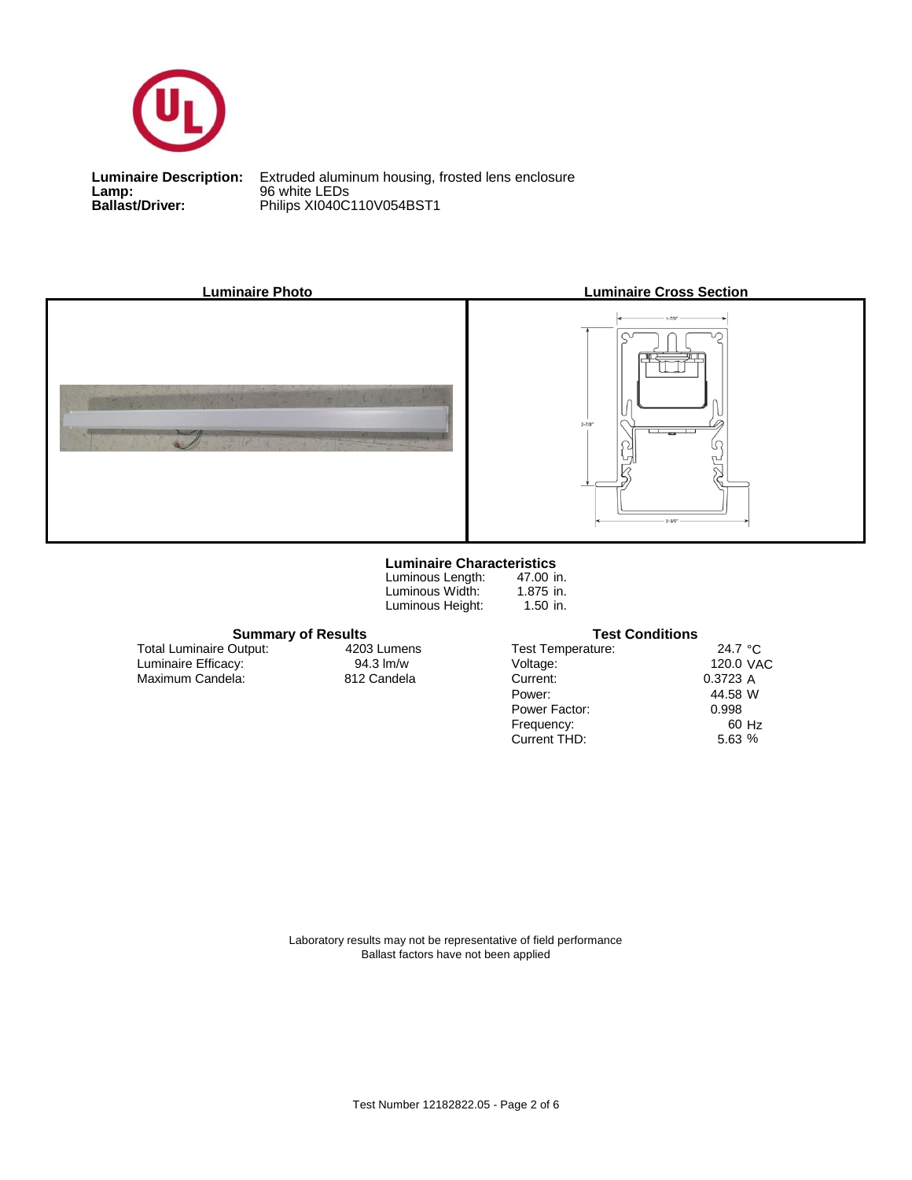**Luminaire Description:** Extruded aluminum housing, frosted lens enclosure
**Lamp:** 96 white LEDs
**Ballast/Driver:** Philips XI040C110V054BST1

**Luminaire Photo**

**Luminaire Cross Section**

## Luminaire Characteristics

| | |
|---|---|
| Luminous Length: | 47.00 in. |
| Luminous Width: | 1.875 in. |
| Luminous Height: | 1.50 in. |

## Summary of Results

| | |
|---|---|
| Total Luminaire Output: | 4203 Lumens |
| Luminaire Efficacy: | 94.3 lm/w |
| Maximum Candela: | 812 Candela |

## Test Conditions

| | |
|---|---|
| Test Temperature: | 24.7 °C |
| Voltage: | 120.0 VAC |
| Current: | 0.3723 A |
| Power: | 44.58 W |
| Power Factor: | 0.998 |
| Frequency: | 60 Hz |
| Current THD: | 5.63 % |

Laboratory results may not be representative of field performance
Ballast factors have not been applied

Test Number 12182822.05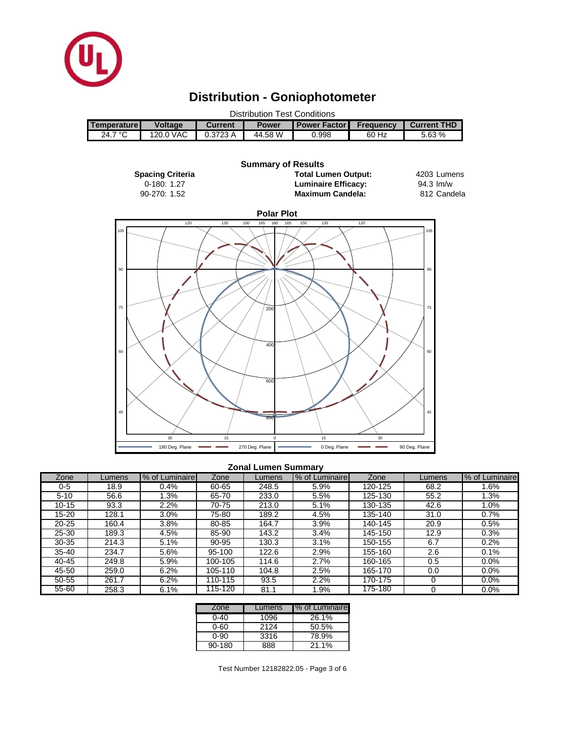# Distribution - Goniophotometer

Distribution Test Conditions

| Temperature | Voltage | Current | Power | Power Factor | Frequency | Current THD |
|---|---|---|---|---|---|---|
| 24.7 °C | 120.0 VAC | 0.3723 A | 44.58 W | 0.998 | 60 Hz | 5.63 % |

**Summary of Results**

**Spacing Criteria**
0-180: 1.27
90-270: 1.52

| | |
|---|---|
| **Total Lumen Output:** | 4203 Lumens |
| **Luminaire Efficacy:** | 94.3 lm/w |
| **Maximum Candela:** | 812 Candela |

**Polar Plot**

180 Deg. Plane — 270 Deg. Plane — 0 Deg. Plane — 90 Deg. Plane

**Zonal Lumen Summary**

| Zone | Lumens | % of Luminaire | Zone | Lumens | % of Luminaire | Zone | Lumens | % of Luminaire |
|---|---|---|---|---|---|---|---|---|
| 0-5 | 18.9 | 0.4% | 60-65 | 248.5 | 5.9% | 120-125 | 68.2 | 1.6% |
| 5-10 | 56.6 | 1.3% | 65-70 | 233.0 | 5.5% | 125-130 | 55.2 | 1.3% |
| 10-15 | 93.3 | 2.2% | 70-75 | 213.0 | 5.1% | 130-135 | 42.6 | 1.0% |
| 15-20 | 128.1 | 3.0% | 75-80 | 189.2 | 4.5% | 135-140 | 31.0 | 0.7% |
| 20-25 | 160.4 | 3.8% | 80-85 | 164.7 | 3.9% | 140-145 | 20.9 | 0.5% |
| 25-30 | 189.3 | 4.5% | 85-90 | 143.2 | 3.4% | 145-150 | 12.9 | 0.3% |
| 30-35 | 214.3 | 5.1% | 90-95 | 130.3 | 3.1% | 150-155 | 6.7 | 0.2% |
| 35-40 | 234.7 | 5.6% | 95-100 | 122.6 | 2.9% | 155-160 | 2.6 | 0.1% |
| 40-45 | 249.8 | 5.9% | 100-105 | 114.6 | 2.7% | 160-165 | 0.5 | 0.0% |
| 45-50 | 259.0 | 6.2% | 105-110 | 104.8 | 2.5% | 165-170 | 0.0 | 0.0% |
| 50-55 | 261.7 | 6.2% | 110-115 | 93.5 | 2.2% | 170-175 | 0 | 0.0% |
| 55-60 | 258.3 | 6.1% | 115-120 | 81.1 | 1.9% | 175-180 | 0 | 0.0% |

| Zone | Lumens | % of Luminaire |
|---|---|---|
| 0-40 | 1096 | 26.1% |
| 0-60 | 2124 | 50.5% |
| 0-90 | 3316 | 78.9% |
| 90-180 | 888 | 21.1% |

Test Number 12182822.05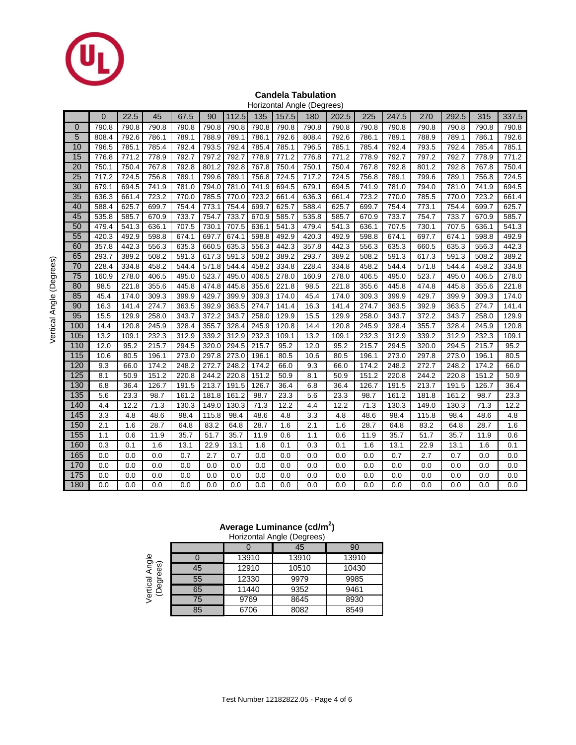## Candela Tabulation

Horizontal Angle (Degrees) / Vertical Angle (Degrees)

| | 0 | 22.5 | 45 | 67.5 | 90 | 112.5 | 135 | 157.5 | 180 | 202.5 | 225 | 247.5 | 270 | 292.5 | 315 | 337.5 |
|---|---|---|---|---|---|---|---|---|---|---|---|---|---|---|---|---|
| 0 | 790.8 | 790.8 | 790.8 | 790.8 | 790.8 | 790.8 | 790.8 | 790.8 | 790.8 | 790.8 | 790.8 | 790.8 | 790.8 | 790.8 | 790.8 | 790.8 |
| 5 | 808.4 | 792.6 | 786.1 | 789.1 | 788.9 | 789.1 | 786.1 | 792.6 | 808.4 | 792.6 | 786.1 | 789.1 | 788.9 | 789.1 | 786.1 | 792.6 |
| 10 | 796.5 | 785.1 | 785.4 | 792.4 | 793.5 | 792.4 | 785.4 | 785.1 | 796.5 | 785.1 | 785.4 | 792.4 | 793.5 | 792.4 | 785.4 | 785.1 |
| 15 | 776.8 | 771.2 | 778.9 | 792.7 | 797.2 | 792.7 | 778.9 | 771.2 | 776.8 | 771.2 | 778.9 | 792.7 | 797.2 | 792.7 | 778.9 | 771.2 |
| 20 | 750.1 | 750.4 | 767.8 | 792.8 | 801.2 | 792.8 | 767.8 | 750.4 | 750.1 | 750.4 | 767.8 | 792.8 | 801.2 | 792.8 | 767.8 | 750.4 |
| 25 | 717.2 | 724.5 | 756.8 | 789.1 | 799.6 | 789.1 | 756.8 | 724.5 | 717.2 | 724.5 | 756.8 | 789.1 | 799.6 | 789.1 | 756.8 | 724.5 |
| 30 | 679.1 | 694.5 | 741.9 | 781.0 | 794.0 | 781.0 | 741.9 | 694.5 | 679.1 | 694.5 | 741.9 | 781.0 | 794.0 | 781.0 | 741.9 | 694.5 |
| 35 | 636.3 | 661.4 | 723.2 | 770.0 | 785.5 | 770.0 | 723.2 | 661.4 | 636.3 | 661.4 | 723.2 | 770.0 | 785.5 | 770.0 | 723.2 | 661.4 |
| 40 | 588.4 | 625.7 | 699.7 | 754.4 | 773.1 | 754.4 | 699.7 | 625.7 | 588.4 | 625.7 | 699.7 | 754.4 | 773.1 | 754.4 | 699.7 | 625.7 |
| 45 | 535.8 | 585.7 | 670.9 | 733.7 | 754.7 | 733.7 | 670.9 | 585.7 | 535.8 | 585.7 | 670.9 | 733.7 | 754.7 | 733.7 | 670.9 | 585.7 |
| 50 | 479.4 | 541.3 | 636.1 | 707.5 | 730.1 | 707.5 | 636.1 | 541.3 | 479.4 | 541.3 | 636.1 | 707.5 | 730.1 | 707.5 | 636.1 | 541.3 |
| 55 | 420.3 | 492.9 | 598.8 | 674.1 | 697.7 | 674.1 | 598.8 | 492.9 | 420.3 | 492.9 | 598.8 | 674.1 | 697.7 | 674.1 | 598.8 | 492.9 |
| 60 | 357.8 | 442.3 | 556.3 | 635.3 | 660.5 | 635.3 | 556.3 | 442.3 | 357.8 | 442.3 | 556.3 | 635.3 | 660.5 | 635.3 | 556.3 | 442.3 |
| 65 | 293.7 | 389.2 | 508.2 | 591.3 | 617.3 | 591.3 | 508.2 | 389.2 | 293.7 | 389.2 | 508.2 | 591.3 | 617.3 | 591.3 | 508.2 | 389.2 |
| 70 | 228.4 | 334.8 | 458.2 | 544.4 | 571.8 | 544.4 | 458.2 | 334.8 | 228.4 | 334.8 | 458.2 | 544.4 | 571.8 | 544.4 | 458.2 | 334.8 |
| 75 | 160.9 | 278.0 | 406.5 | 495.0 | 523.7 | 495.0 | 406.5 | 278.0 | 160.9 | 278.0 | 406.5 | 495.0 | 523.7 | 495.0 | 406.5 | 278.0 |
| 80 | 98.5 | 221.8 | 355.6 | 445.8 | 474.8 | 445.8 | 355.6 | 221.8 | 98.5 | 221.8 | 355.6 | 445.8 | 474.8 | 445.8 | 355.6 | 221.8 |
| 85 | 45.4 | 174.0 | 309.3 | 399.9 | 429.7 | 399.9 | 309.3 | 174.0 | 45.4 | 174.0 | 309.3 | 399.9 | 429.7 | 399.9 | 309.3 | 174.0 |
| 90 | 16.3 | 141.4 | 274.7 | 363.5 | 392.9 | 363.5 | 274.7 | 141.4 | 16.3 | 141.4 | 274.7 | 363.5 | 392.9 | 363.5 | 274.7 | 141.4 |
| 95 | 15.5 | 129.9 | 258.0 | 343.7 | 372.2 | 343.7 | 258.0 | 129.9 | 15.5 | 129.9 | 258.0 | 343.7 | 372.2 | 343.7 | 258.0 | 129.9 |
| 100 | 14.4 | 120.8 | 245.9 | 328.4 | 355.7 | 328.4 | 245.9 | 120.8 | 14.4 | 120.8 | 245.9 | 328.4 | 355.7 | 328.4 | 245.9 | 120.8 |
| 105 | 13.2 | 109.1 | 232.3 | 312.9 | 339.2 | 312.9 | 232.3 | 109.1 | 13.2 | 109.1 | 232.3 | 312.9 | 339.2 | 312.9 | 232.3 | 109.1 |
| 110 | 12.0 | 95.2 | 215.7 | 294.5 | 320.0 | 294.5 | 215.7 | 95.2 | 12.0 | 95.2 | 215.7 | 294.5 | 320.0 | 294.5 | 215.7 | 95.2 |
| 115 | 10.6 | 80.5 | 196.1 | 273.0 | 297.8 | 273.0 | 196.1 | 80.5 | 10.6 | 80.5 | 196.1 | 273.0 | 297.8 | 273.0 | 196.1 | 80.5 |
| 120 | 9.3 | 66.0 | 174.2 | 248.2 | 272.7 | 248.2 | 174.2 | 66.0 | 9.3 | 66.0 | 174.2 | 248.2 | 272.7 | 248.2 | 174.2 | 66.0 |
| 125 | 8.1 | 50.9 | 151.2 | 220.8 | 244.2 | 220.8 | 151.2 | 50.9 | 8.1 | 50.9 | 151.2 | 220.8 | 244.2 | 220.8 | 151.2 | 50.9 |
| 130 | 6.8 | 36.4 | 126.7 | 191.5 | 213.7 | 191.5 | 126.7 | 36.4 | 6.8 | 36.4 | 126.7 | 191.5 | 213.7 | 191.5 | 126.7 | 36.4 |
| 135 | 5.6 | 23.3 | 98.7 | 161.2 | 181.8 | 161.2 | 98.7 | 23.3 | 5.6 | 23.3 | 98.7 | 161.2 | 181.8 | 161.2 | 98.7 | 23.3 |
| 140 | 4.4 | 12.2 | 71.3 | 130.3 | 149.0 | 130.3 | 71.3 | 12.2 | 4.4 | 12.2 | 71.3 | 130.3 | 149.0 | 130.3 | 71.3 | 12.2 |
| 145 | 3.3 | 4.8 | 48.6 | 98.4 | 115.8 | 98.4 | 48.6 | 4.8 | 3.3 | 4.8 | 48.6 | 98.4 | 115.8 | 98.4 | 48.6 | 4.8 |
| 150 | 2.1 | 1.6 | 28.7 | 64.8 | 83.2 | 64.8 | 28.7 | 1.6 | 2.1 | 1.6 | 28.7 | 64.8 | 83.2 | 64.8 | 28.7 | 1.6 |
| 155 | 1.1 | 0.6 | 11.9 | 35.7 | 51.7 | 35.7 | 11.9 | 0.6 | 1.1 | 0.6 | 11.9 | 35.7 | 51.7 | 35.7 | 11.9 | 0.6 |
| 160 | 0.3 | 0.1 | 1.6 | 13.1 | 22.9 | 13.1 | 1.6 | 0.1 | 0.3 | 0.1 | 1.6 | 13.1 | 22.9 | 13.1 | 1.6 | 0.1 |
| 165 | 0.0 | 0.0 | 0.0 | 0.7 | 2.7 | 0.7 | 0.0 | 0.0 | 0.0 | 0.0 | 0.0 | 0.7 | 2.7 | 0.7 | 0.0 | 0.0 |
| 170 | 0.0 | 0.0 | 0.0 | 0.0 | 0.0 | 0.0 | 0.0 | 0.0 | 0.0 | 0.0 | 0.0 | 0.0 | 0.0 | 0.0 | 0.0 | 0.0 |
| 175 | 0.0 | 0.0 | 0.0 | 0.0 | 0.0 | 0.0 | 0.0 | 0.0 | 0.0 | 0.0 | 0.0 | 0.0 | 0.0 | 0.0 | 0.0 | 0.0 |
| 180 | 0.0 | 0.0 | 0.0 | 0.0 | 0.0 | 0.0 | 0.0 | 0.0 | 0.0 | 0.0 | 0.0 | 0.0 | 0.0 | 0.0 | 0.0 | 0.0 |

## Average Luminance (cd/m$^2$)

Horizontal Angle (Degrees) / Vertical Angle (Degrees)

| | 0 | 45 | 90 |
|---|---|---|---|
| 0 | 13910 | 13910 | 13910 |
| 45 | 12910 | 10510 | 10430 |
| 55 | 12330 | 9979 | 9985 |
| 65 | 11440 | 9352 | 9461 |
| 75 | 9769 | 8645 | 8930 |
| 85 | 6706 | 8082 | 8549 |

Test Number 12182822.05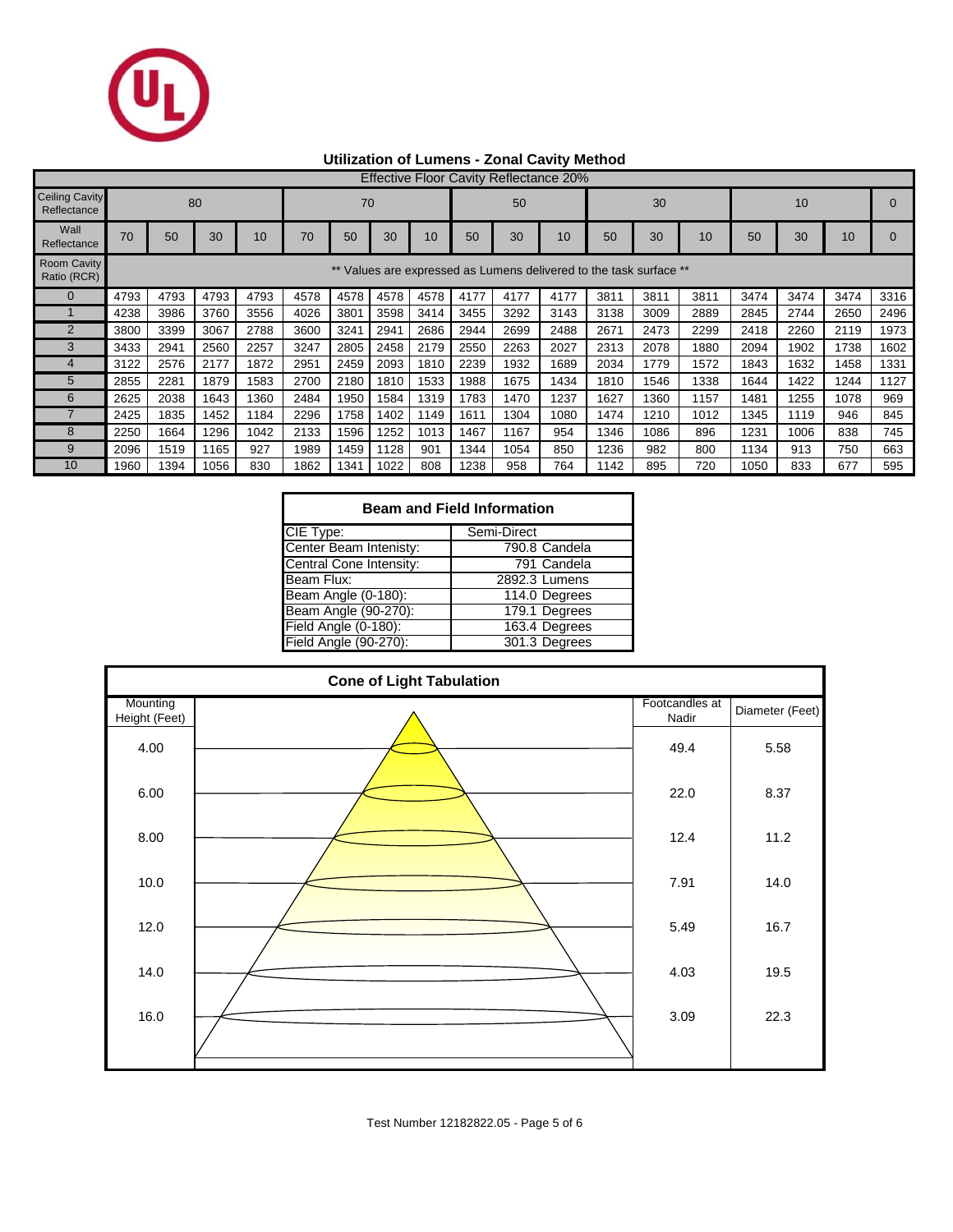## Utilization of Lumens - Zonal Cavity Method

| Effective Floor Cavity Reflectance 20% | | | | | | | | | | | | | | | | | | |
|---|---|---|---|---|---|---|---|---|---|---|---|---|---|---|---|---|---|---|
| Ceiling Cavity Reflectance | 80 | | | | 70 | | | | 50 | | | 30 | | | 10 | | | 0 |
| Wall Reflectance | 70 | 50 | 30 | 10 | 70 | 50 | 30 | 10 | 50 | 30 | 10 | 50 | 30 | 10 | 50 | 30 | 10 | 0 |
| Room Cavity Ratio (RCR) | ** Values are expressed as Lumens delivered to the task surface ** | | | | | | | | | | | | | | | | | |
| 0 | 4793 | 4793 | 4793 | 4793 | 4578 | 4578 | 4578 | 4578 | 4177 | 4177 | 4177 | 3811 | 3811 | 3811 | 3474 | 3474 | 3474 | 3316 |
| 1 | 4238 | 3986 | 3760 | 3556 | 4026 | 3801 | 3598 | 3414 | 3455 | 3292 | 3143 | 3138 | 3009 | 2889 | 2845 | 2744 | 2650 | 2496 |
| 2 | 3800 | 3399 | 3067 | 2788 | 3600 | 3241 | 2941 | 2686 | 2944 | 2699 | 2488 | 2671 | 2473 | 2299 | 2418 | 2260 | 2119 | 1973 |
| 3 | 3433 | 2941 | 2560 | 2257 | 3247 | 2805 | 2458 | 2179 | 2550 | 2263 | 2027 | 2313 | 2078 | 1880 | 2094 | 1902 | 1738 | 1602 |
| 4 | 3122 | 2576 | 2177 | 1872 | 2951 | 2459 | 2093 | 1810 | 2239 | 1932 | 1689 | 2034 | 1779 | 1572 | 1843 | 1632 | 1458 | 1331 |
| 5 | 2855 | 2281 | 1879 | 1583 | 2700 | 2180 | 1810 | 1533 | 1988 | 1675 | 1434 | 1810 | 1546 | 1338 | 1644 | 1422 | 1244 | 1127 |
| 6 | 2625 | 2038 | 1643 | 1360 | 2484 | 1950 | 1584 | 1319 | 1783 | 1470 | 1237 | 1627 | 1360 | 1157 | 1481 | 1255 | 1078 | 969 |
| 7 | 2425 | 1835 | 1452 | 1184 | 2296 | 1758 | 1402 | 1149 | 1611 | 1304 | 1080 | 1474 | 1210 | 1012 | 1345 | 1119 | 946 | 845 |
| 8 | 2250 | 1664 | 1296 | 1042 | 2133 | 1596 | 1252 | 1013 | 1467 | 1167 | 954 | 1346 | 1086 | 896 | 1231 | 1006 | 838 | 745 |
| 9 | 2096 | 1519 | 1165 | 927 | 1989 | 1459 | 1128 | 901 | 1344 | 1054 | 850 | 1236 | 982 | 800 | 1134 | 913 | 750 | 663 |
| 10 | 1960 | 1394 | 1056 | 830 | 1862 | 1341 | 1022 | 808 | 1238 | 958 | 764 | 1142 | 895 | 720 | 1050 | 833 | 677 | 595 |

### Beam and Field Information

| | |
|---|---|
| CIE Type: | Semi-Direct |
| Center Beam Intenisty: | 790.8 Candela |
| Central Cone Intensity: | 791 Candela |
| Beam Flux: | 2892.3 Lumens |
| Beam Angle (0-180): | 114.0 Degrees |
| Beam Angle (90-270): | 179.1 Degrees |
| Field Angle (0-180): | 163.4 Degrees |
| Field Angle (90-270): | 301.3 Degrees |

### Cone of Light Tabulation

| Mounting Height (Feet) | Footcandles at Nadir | Diameter (Feet) |
|---|---|---|
| 4.00 | 49.4 | 5.58 |
| 6.00 | 22.0 | 8.37 |
| 8.00 | 12.4 | 11.2 |
| 10.0 | 7.91 | 14.0 |
| 12.0 | 5.49 | 16.7 |
| 14.0 | 4.03 | 19.5 |
| 16.0 | 3.09 | 22.3 |

Test Number 12182822.05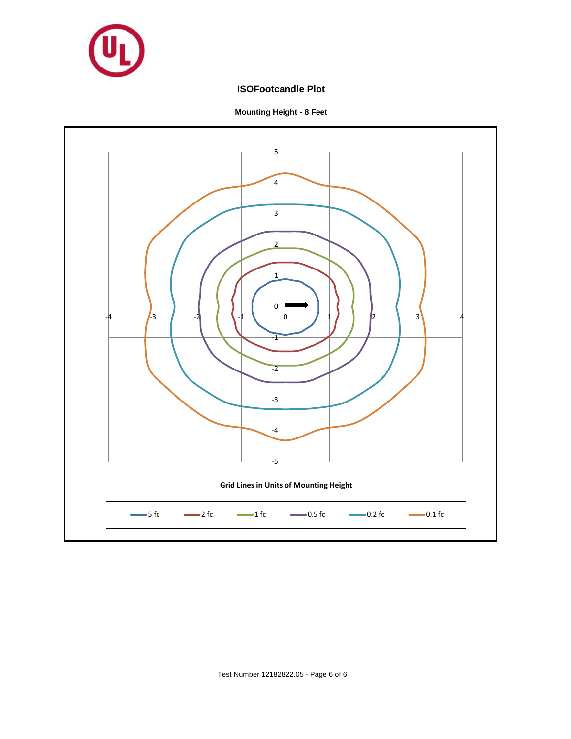# ISOFootcandle Plot

**Mounting Height - 8 Feet**

5
4
3
2
1
0
-1
-2
-3
-4
-5

-4 -3 -2 -1 0 1 2 3 4

**Grid Lines in Units of Mounting Height**

5 fc
2 fc
1 fc
0.5 fc
0.2 fc
0.1 fc

Test Number 12182822.05